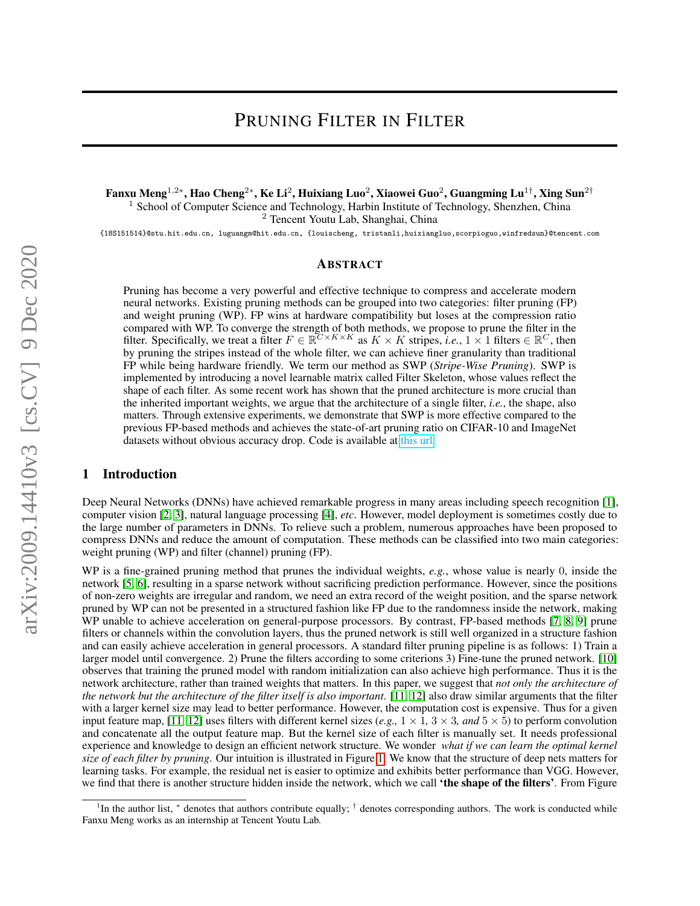# Pruning Filter in Filter

**Fanxu Meng**[1,2*], **Hao Cheng**[2*], **Ke Li**[2], **Huixiang Luo**[2], **Xiaowei Guo**[2], **Guangming Lu**[1†], **Xing Sun**[2†]

[1] School of Computer Science and Technology, Harbin Institute of Technology, Shenzhen, China
[2] Tencent Youtu Lab, Shanghai, China

{18S151514}@stu.hit.edu.cn, luguangm@hit.edu.cn, {louischeng, tristanli,huixiangluo,scorpioguo,winfredsun}@tencent.com

## Abstract

Pruning has become a very powerful and effective technique to compress and accelerate modern neural networks. Existing pruning methods can be grouped into two categories: filter pruning (FP) and weight pruning (WP). FP wins at hardware compatibility but loses at the compression ratio compared with WP. To converge the strength of both methods, we propose to prune the filter in the filter. Specifically, we treat a filter $F \in \mathbb{R}^{C \times K \times K}$ as $K \times K$ stripes, *i.e.*, $1 \times 1$ filters $\in \mathbb{R}^{C}$, then by pruning the stripes instead of the whole filter, we can achieve finer granularity than traditional FP while being hardware friendly. We term our method as SWP (*Stripe-Wise Pruning*). SWP is implemented by introducing a novel learnable matrix called Filter Skeleton, whose values reflect the shape of each filter. As some recent work has shown that the pruned architecture is more crucial than the inherited important weights, we argue that the architecture of a single filter, *i.e.*, the shape, also matters. Through extensive experiments, we demonstrate that SWP is more effective compared to the previous FP-based methods and achieves the state-of-art pruning ratio on CIFAR-10 and ImageNet datasets without obvious accuracy drop. Code is available at this url.

## 1 Introduction

Deep Neural Networks (DNNs) have achieved remarkable progress in many areas including speech recognition [1], computer vision [2, 3], natural language processing [4], *etc*. However, model deployment is sometimes costly due to the large number of parameters in DNNs. To relieve such a problem, numerous approaches have been proposed to compress DNNs and reduce the amount of computation. These methods can be classified into two main categories: weight pruning (WP) and filter (channel) pruning (FP).

WP is a fine-grained pruning method that prunes the individual weights, *e.g.*, whose value is nearly 0, inside the network [5, 6], resulting in a sparse network without sacrificing prediction performance. However, since the positions of non-zero weights are irregular and random, we need an extra record of the weight position, and the sparse network pruned by WP can not be presented in a structured fashion like FP due to the randomness inside the network, making WP unable to achieve acceleration on general-purpose processors. By contrast, FP-based methods [7, 8, 9] prune filters or channels within the convolution layers, thus the pruned network is still well organized in a structure fashion and can easily achieve acceleration in general processors. A standard filter pruning pipeline is as follows: 1) Train a larger model until convergence. 2) Prune the filters according to some criterions 3) Fine-tune the pruned network. [10] observes that training the pruned model with random initialization can also achieve high performance. Thus it is the network architecture, rather than trained weights that matters. In this paper, we suggest that *not only the architecture of the network but the architecture of the filter itself is also important*. [11, 12] also draw similar arguments that the filter with a larger kernel size may lead to better performance. However, the computation cost is expensive. Thus for a given input feature map, [11, 12] uses filters with different kernel sizes (*e.g., $1 \times 1$, $3 \times 3$, and $5 \times 5$*) to perform convolution and concatenate all the output feature map. But the kernel size of each filter is manually set. It needs professional experience and knowledge to design an efficient network structure. We wonder *what if we can learn the optimal kernel size of each filter by pruning*. Our intuition is illustrated in Figure 1. We know that the structure of deep nets matters for learning tasks. For example, the residual net is easier to optimize and exhibits better performance than VGG. However, we find that there is another structure hidden inside the network, which we call **'the shape of the filters'**. From Figure

[1]In the author list, * denotes that authors contribute equally; † denotes corresponding authors. The work is conducted while Fanxu Meng works as an internship at Tencent Youtu Lab.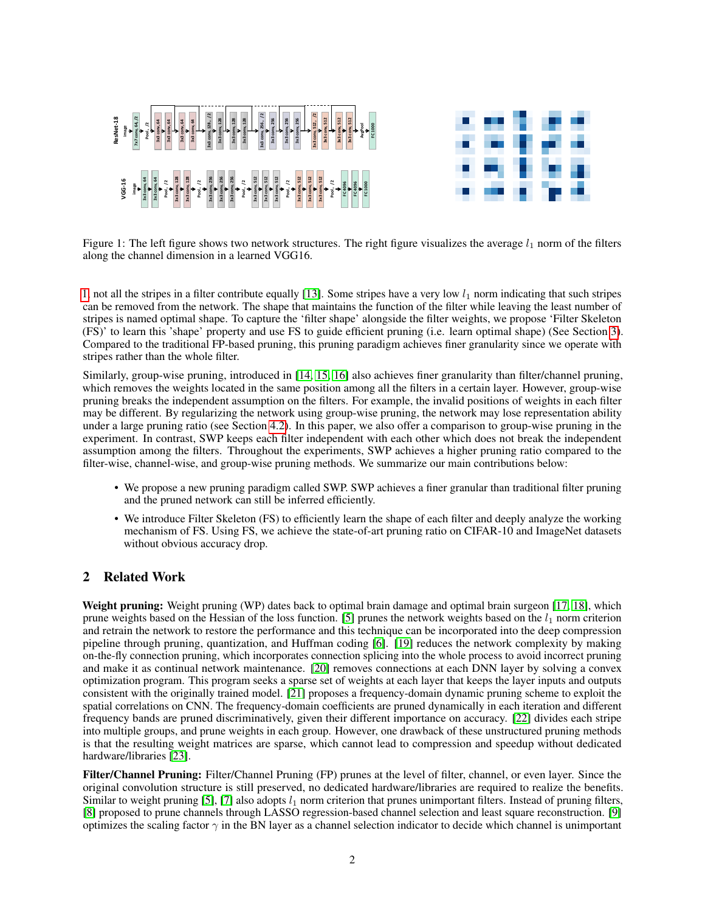Figure 1: The left figure shows two network structures. The right figure visualizes the average $l_1$ norm of the filters along the channel dimension in a learned VGG16.

1, not all the stripes in a filter contribute equally [13]. Some stripes have a very low $l_1$ norm indicating that such stripes can be removed from the network. The shape that maintains the function of the filter while leaving the least number of stripes is named optimal shape. To capture the 'filter shape' alongside the filter weights, we propose 'Filter Skeleton (FS)' to learn this 'shape' property and use FS to guide efficient pruning (i.e. learn optimal shape) (See Section 3). Compared to the traditional FP-based pruning, this pruning paradigm achieves finer granularity since we operate with stripes rather than the whole filter.

Similarly, group-wise pruning, introduced in [14, 15, 16] also achieves finer granularity than filter/channel pruning, which removes the weights located in the same position among all the filters in a certain layer. However, group-wise pruning breaks the independent assumption on the filters. For example, the invalid positions of weights in each filter may be different. By regularizing the network using group-wise pruning, the network may lose representation ability under a large pruning ratio (see Section 4.2). In this paper, we also offer a comparison to group-wise pruning in the experiment. In contrast, SWP keeps each filter independent with each other which does not break the independent assumption among the filters. Throughout the experiments, SWP achieves a higher pruning ratio compared to the filter-wise, channel-wise, and group-wise pruning methods. We summarize our main contributions below:

- We propose a new pruning paradigm called SWP. SWP achieves a finer granular than traditional filter pruning and the pruned network can still be inferred efficiently.
- We introduce Filter Skeleton (FS) to efficiently learn the shape of each filter and deeply analyze the working mechanism of FS. Using FS, we achieve the state-of-art pruning ratio on CIFAR-10 and ImageNet datasets without obvious accuracy drop.

## 2 Related Work

**Weight pruning:** Weight pruning (WP) dates back to optimal brain damage and optimal brain surgeon [17, 18], which prune weights based on the Hessian of the loss function. [5] prunes the network weights based on the $l_1$ norm criterion and retrain the network to restore the performance and this technique can be incorporated into the deep compression pipeline through pruning, quantization, and Huffman coding [6]. [19] reduces the network complexity by making on-the-fly connection pruning, which incorporates connection splicing into the whole process to avoid incorrect pruning and make it as continual network maintenance. [20] removes connections at each DNN layer by solving a convex optimization program. This program seeks a sparse set of weights at each layer that keeps the layer inputs and outputs consistent with the originally trained model. [21] proposes a frequency-domain dynamic pruning scheme to exploit the spatial correlations on CNN. The frequency-domain coefficients are pruned dynamically in each iteration and different frequency bands are pruned discriminatively, given their different importance on accuracy. [22] divides each stripe into multiple groups, and prune weights in each group. However, one drawback of these unstructured pruning methods is that the resulting weight matrices are sparse, which cannot lead to compression and speedup without dedicated hardware/libraries [23].

**Filter/Channel Pruning:** Filter/Channel Pruning (FP) prunes at the level of filter, channel, or even layer. Since the original convolution structure is still preserved, no dedicated hardware/libraries are required to realize the benefits. Similar to weight pruning [5], [7] also adopts $l_1$ norm criterion that prunes unimportant filters. Instead of pruning filters, [8] proposed to prune channels through LASSO regression-based channel selection and least square reconstruction. [9] optimizes the scaling factor $\gamma$ in the BN layer as a channel selection indicator to decide which channel is unimportant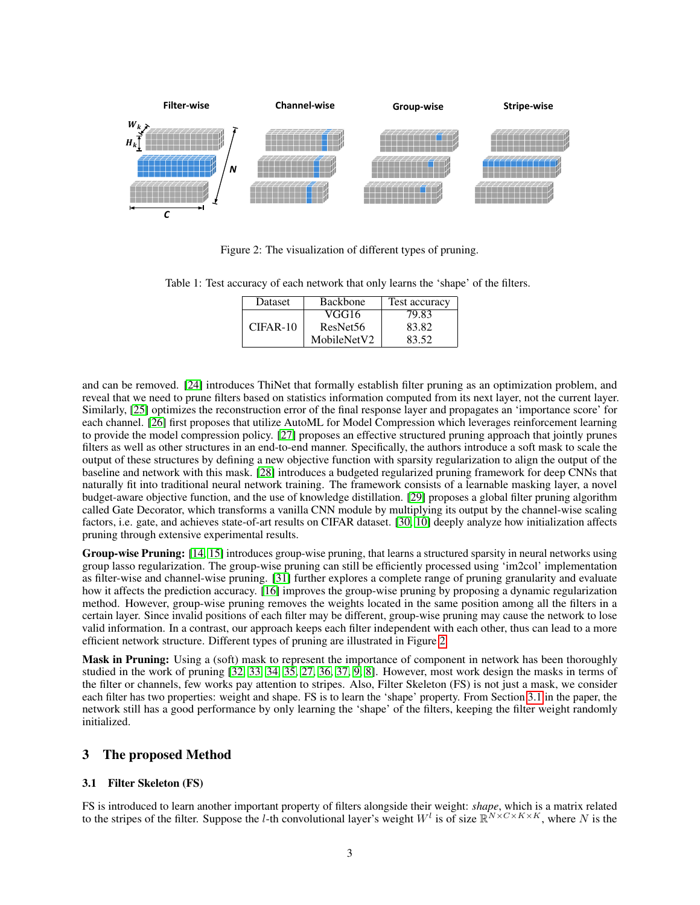Figure 2: The visualization of different types of pruning.

Table 1: Test accuracy of each network that only learns the 'shape' of the filters.

| Dataset | Backbone | Test accuracy |
|---|---|---|
| CIFAR-10 | VGG16 | 79.83 |
| | ResNet56 | 83.82 |
| | MobileNetV2 | 83.52 |

and can be removed. [24] introduces ThiNet that formally establish filter pruning as an optimization problem, and reveal that we need to prune filters based on statistics information computed from its next layer, not the current layer. Similarly, [25] optimizes the reconstruction error of the final response layer and propagates an 'importance score' for each channel. [26] first proposes that utilize AutoML for Model Compression which leverages reinforcement learning to provide the model compression policy. [27] proposes an effective structured pruning approach that jointly prunes filters as well as other structures in an end-to-end manner. Specifically, the authors introduce a soft mask to scale the output of these structures by defining a new objective function with sparsity regularization to align the output of the baseline and network with this mask. [28] introduces a budgeted regularized pruning framework for deep CNNs that naturally fit into traditional neural network training. The framework consists of a learnable masking layer, a novel budget-aware objective function, and the use of knowledge distillation. [29] proposes a global filter pruning algorithm called Gate Decorator, which transforms a vanilla CNN module by multiplying its output by the channel-wise scaling factors, i.e. gate, and achieves state-of-art results on CIFAR dataset. [30, 10] deeply analyze how initialization affects pruning through extensive experimental results.

**Group-wise Pruning:** [14, 15] introduces group-wise pruning, that learns a structured sparsity in neural networks using group lasso regularization. The group-wise pruning can still be efficiently processed using 'im2col' implementation as filter-wise and channel-wise pruning. [31] further explores a complete range of pruning granularity and evaluate how it affects the prediction accuracy. [16] improves the group-wise pruning by proposing a dynamic regularization method. However, group-wise pruning removes the weights located in the same position among all the filters in a certain layer. Since invalid positions of each filter may be different, group-wise pruning may cause the network to lose valid information. In a contrast, our approach keeps each filter independent with each other, thus can lead to a more efficient network structure. Different types of pruning are illustrated in Figure 2.

**Mask in Pruning:** Using a (soft) mask to represent the importance of component in network has been thoroughly studied in the work of pruning [32, 33, 34, 35, 27, 36, 37, 9, 8]. However, most work design the masks in terms of the filter or channels, few works pay attention to stripes. Also, Filter Skeleton (FS) is not just a mask, we consider each filter has two properties: weight and shape. FS is to learn the 'shape' property. From Section 3.1 in the paper, the network still has a good performance by only learning the 'shape' of the filters, keeping the filter weight randomly initialized.

## 3 The proposed Method

### 3.1 Filter Skeleton (FS)

FS is introduced to learn another important property of filters alongside their weight: *shape*, which is a matrix related to the stripes of the filter. Suppose the $l$-th convolutional layer's weight $W^l$ is of size $\mathbb{R}^{N \times C \times K \times K}$, where $N$ is the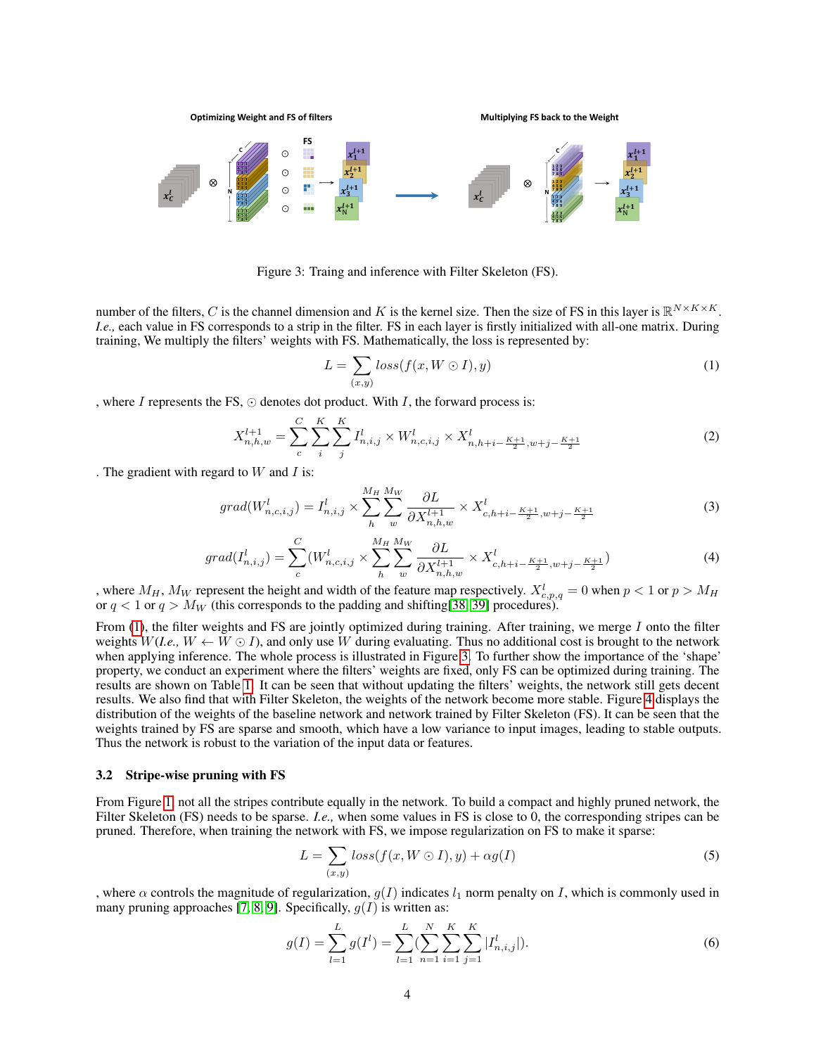Figure 3: Traing and inference with Filter Skeleton (FS).

number of the filters, $C$ is the channel dimension and $K$ is the kernel size. Then the size of FS in this layer is $\mathbb{R}^{N \times K \times K}$. *I.e.,* each value in FS corresponds to a strip in the filter. FS in each layer is firstly initialized with all-one matrix. During training, We multiply the filters' weights with FS. Mathematically, the loss is represented by:

$$L = \sum_{(x,y)} loss(f(x, W \odot I), y) \tag{1}$$

, where $I$ represents the FS, $\odot$ denotes dot product. With $I$, the forward process is:

$$X^{l+1}_{n,h,w} = \sum_{c}^{C} \sum_{i}^{K} \sum_{j}^{K} I^{l}_{n,i,j} \times W^{l}_{n,c,i,j} \times X^{l}_{n,h+i-\frac{K+1}{2},w+j-\frac{K+1}{2}} \tag{2}$$

. The gradient with regard to $W$ and $I$ is:

$$grad(W^{l}_{n,c,i,j}) = I^{l}_{n,i,j} \times \sum_{h}^{M_H} \sum_{w}^{M_W} \frac{\partial L}{\partial X^{l+1}_{n,h,w}} \times X^{l}_{c,h+i-\frac{K+1}{2},w+j-\frac{K+1}{2}} \tag{3}$$

$$grad(I^{l}_{n,i,j}) = \sum_{c}^{C} (W^{l}_{n,c,i,j} \times \sum_{h}^{M_H} \sum_{w}^{M_W} \frac{\partial L}{\partial X^{l+1}_{n,h,w}} \times X^{l}_{c,h+i-\frac{K+1}{2},w+j-\frac{K+1}{2}}) \tag{4}$$

, where $M_H$, $M_W$ represent the height and width of the feature map respectively. $X^{l}_{c,p,q} = 0$ when $p < 1$ or $p > M_H$ or $q < 1$ or $q > M_W$ (this corresponds to the padding and shifting[38, 39] procedures).

From (1), the filter weights and FS are jointly optimized during training. After training, we merge $I$ onto the filter weights $W$(*I.e.,* $W \leftarrow W \odot I$), and only use $W$ during evaluating. Thus no additional cost is brought to the network when applying inference. The whole process is illustrated in Figure 3. To further show the importance of the 'shape' property, we conduct an experiment where the filters' weights are fixed, only FS can be optimized during training. The results are shown on Table 1. It can be seen that without updating the filters' weights, the network still gets decent results. We also find that with Filter Skeleton, the weights of the network become more stable. Figure 4 displays the distribution of the weights of the baseline network and network trained by Filter Skeleton (FS). It can be seen that the weights trained by FS are sparse and smooth, which have a low variance to input images, leading to stable outputs. Thus the network is robust to the variation of the input data or features.

### 3.2 Stripe-wise pruning with FS

From Figure 1, not all the stripes contribute equally in the network. To build a compact and highly pruned network, the Filter Skeleton (FS) needs to be sparse. *I.e.,* when some values in FS is close to 0, the corresponding stripes can be pruned. Therefore, when training the network with FS, we impose regularization on FS to make it sparse:

$$L = \sum_{(x,y)} loss(f(x, W \odot I), y) + \alpha g(I) \tag{5}$$

, where $\alpha$ controls the magnitude of regularization, $g(I)$ indicates $l_1$ norm penalty on $I$, which is commonly used in many pruning approaches [7, 8, 9]. Specifically, $g(I)$ is written as:

$$g(I) = \sum_{l=1}^{L} g(I^{l}) = \sum_{l=1}^{L} (\sum_{n=1}^{N} \sum_{i=1}^{K} \sum_{j=1}^{K} |I^{l}_{n,i,j}|). \tag{6}$$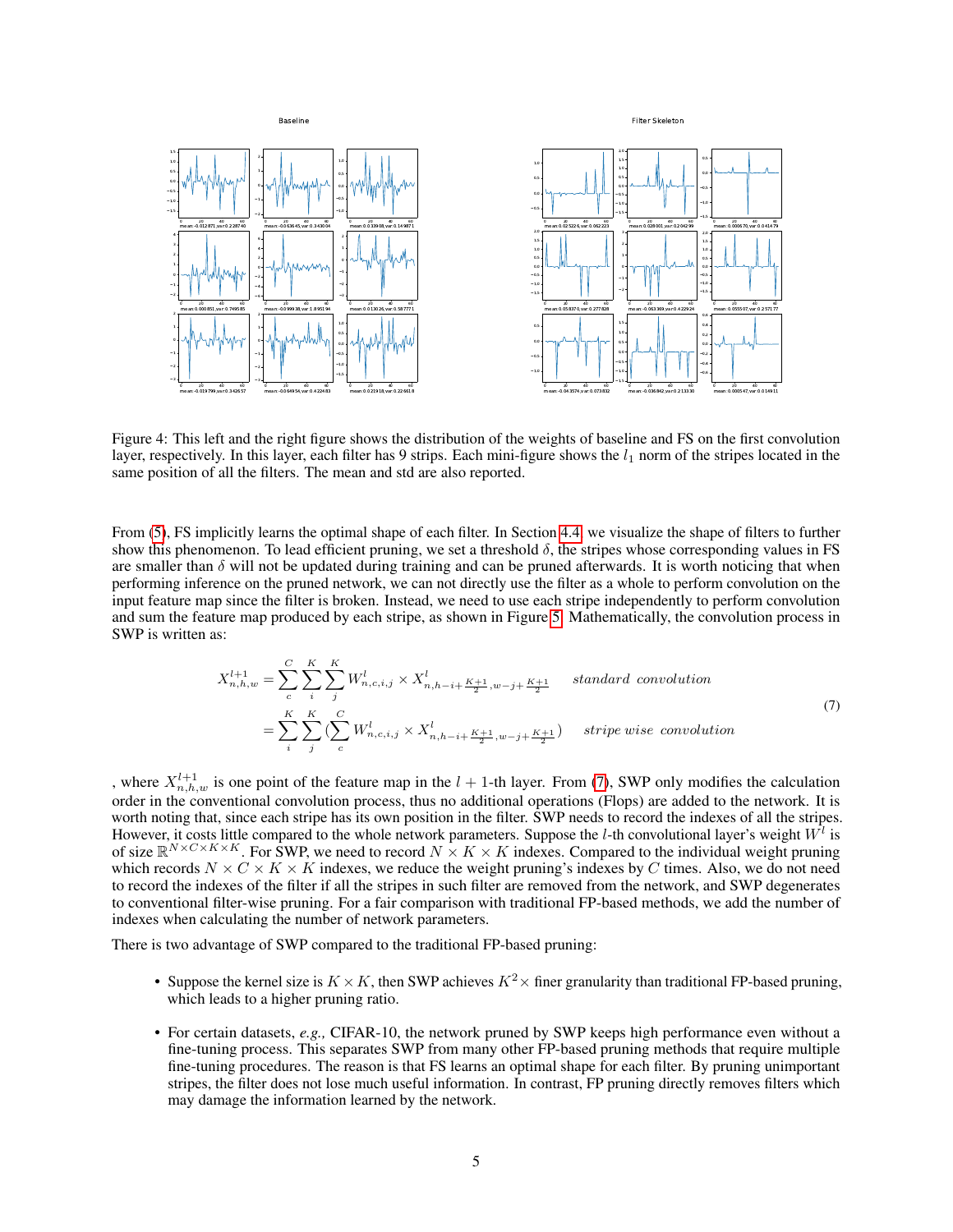Figure 4: This left and the right figure shows the distribution of the weights of baseline and FS on the first convolution layer, respectively. In this layer, each filter has 9 strips. Each mini-figure shows the $l_1$ norm of the stripes located in the same position of all the filters. The mean and std are also reported.

From (5), FS implicitly learns the optimal shape of each filter. In Section 4.4, we visualize the shape of filters to further show this phenomenon. To lead efficient pruning, we set a threshold $\delta$, the stripes whose corresponding values in FS are smaller than $\delta$ will not be updated during training and can be pruned afterwards. It is worth noticing that when performing inference on the pruned network, we can not directly use the filter as a whole to perform convolution on the input feature map since the filter is broken. Instead, we need to use each stripe independently to perform convolution and sum the feature map produced by each stripe, as shown in Figure 5. Mathematically, the convolution process in SWP is written as:

$$
\begin{aligned}
X^{l+1}_{n,h,w} &= \sum_{c}^{C}\sum_{i}^{K}\sum_{j}^{K} W^{l}_{n,c,i,j} \times X^{l}_{n,h-i+\frac{K+1}{2},w-j+\frac{K+1}{2}} \qquad \textit{standard convolution} \\
&= \sum_{i}^{K}\sum_{j}^{K}\left(\sum_{c}^{C} W^{l}_{n,c,i,j} \times X^{l}_{n,h-i+\frac{K+1}{2},w-j+\frac{K+1}{2}}\right) \qquad \textit{stripe wise convolution}
\end{aligned} \tag{7}
$$

, where $X^{l+1}_{n,h,w}$ is one point of the feature map in the $l+1$-th layer. From (7), SWP only modifies the calculation order in the conventional convolution process, thus no additional operations (Flops) are added to the network. It is worth noting that, since each stripe has its own position in the filter. SWP needs to record the indexes of all the stripes. However, it costs little compared to the whole network parameters. Suppose the $l$-th convolutional layer's weight $W^l$ is of size $\mathbb{R}^{N\times C\times K\times K}$. For SWP, we need to record $N \times K \times K$ indexes. Compared to the individual weight pruning which records $N \times C \times K \times K$ indexes, we reduce the weight pruning's indexes by $C$ times. Also, we do not need to record the indexes of the filter if all the stripes in such filter are removed from the network, and SWP degenerates to conventional filter-wise pruning. For a fair comparison with traditional FP-based methods, we add the number of indexes when calculating the number of network parameters.

There is two advantage of SWP compared to the traditional FP-based pruning:

- Suppose the kernel size is $K \times K$, then SWP achieves $K^2\times$ finer granularity than traditional FP-based pruning, which leads to a higher pruning ratio.
- For certain datasets, *e.g.,* CIFAR-10, the network pruned by SWP keeps high performance even without a fine-tuning process. This separates SWP from many other FP-based pruning methods that require multiple fine-tuning procedures. The reason is that FS learns an optimal shape for each filter. By pruning unimportant stripes, the filter does not lose much useful information. In contrast, FP pruning directly removes filters which may damage the information learned by the network.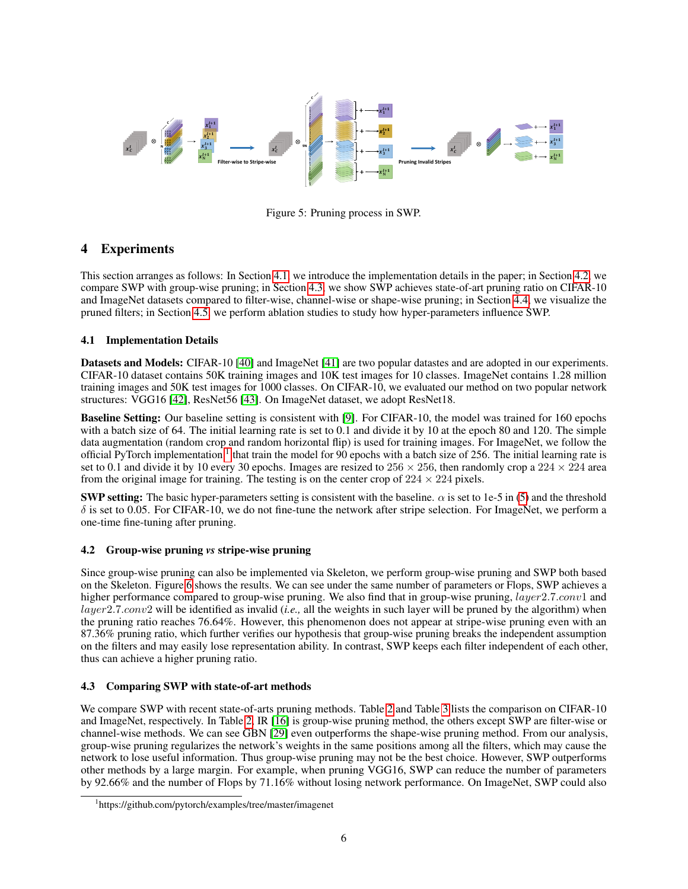Figure 5: Pruning process in SWP.

## 4 Experiments

This section arranges as follows: In Section 4.1, we introduce the implementation details in the paper; in Section 4.2, we compare SWP with group-wise pruning; in Section 4.3, we show SWP achieves state-of-art pruning ratio on CIFAR-10 and ImageNet datasets compared to filter-wise, channel-wise or shape-wise pruning; in Section 4.4, we visualize the pruned filters; in Section 4.5, we perform ablation studies to study how hyper-parameters influence SWP.

### 4.1 Implementation Details

**Datasets and Models:** CIFAR-10 [40] and ImageNet [41] are two popular datastes and are adopted in our experiments. CIFAR-10 dataset contains 50K training images and 10K test images for 10 classes. ImageNet contains 1.28 million training images and 50K test images for 1000 classes. On CIFAR-10, we evaluated our method on two popular network structures: VGG16 [42], ResNet56 [43]. On ImageNet dataset, we adopt ResNet18.

**Baseline Setting:** Our baseline setting is consistent with [9]. For CIFAR-10, the model was trained for 160 epochs with a batch size of 64. The initial learning rate is set to 0.1 and divide it by 10 at the epoch 80 and 120. The simple data augmentation (random crop and random horizontal flip) is used for training images. For ImageNet, we follow the official PyTorch implementation [1] that train the model for 90 epochs with a batch size of 256. The initial learning rate is set to 0.1 and divide it by 10 every 30 epochs. Images are resized to $256 \times 256$, then randomly crop a $224 \times 224$ area from the original image for training. The testing is on the center crop of $224 \times 224$ pixels.

**SWP setting:** The basic hyper-parameters setting is consistent with the baseline. $\alpha$ is set to 1e-5 in (5) and the threshold $\delta$ is set to 0.05. For CIFAR-10, we do not fine-tune the network after stripe selection. For ImageNet, we perform a one-time fine-tuning after pruning.

### 4.2 Group-wise pruning *vs* stripe-wise pruning

Since group-wise pruning can also be implemented via Skeleton, we perform group-wise pruning and SWP both based on the Skeleton. Figure 6 shows the results. We can see under the same number of parameters or Flops, SWP achieves a higher performance compared to group-wise pruning. We also find that in group-wise pruning, $layer2.7.conv1$ and $layer2.7.conv2$ will be identified as invalid (*i.e.,* all the weights in such layer will be pruned by the algorithm) when the pruning ratio reaches 76.64%. However, this phenomenon does not appear at stripe-wise pruning even with an 87.36% pruning ratio, which further verifies our hypothesis that group-wise pruning breaks the independent assumption on the filters and may easily lose representation ability. In contrast, SWP keeps each filter independent of each other, thus can achieve a higher pruning ratio.

### 4.3 Comparing SWP with state-of-art methods

We compare SWP with recent state-of-arts pruning methods. Table 2 and Table 3 lists the comparison on CIFAR-10 and ImageNet, respectively. In Table 2, IR [16] is group-wise pruning method, the others except SWP are filter-wise or channel-wise methods. We can see GBN [29] even outperforms the shape-wise pruning method. From our analysis, group-wise pruning regularizes the network's weights in the same positions among all the filters, which may cause the network to lose useful information. Thus group-wise pruning may not be the best choice. However, SWP outperforms other methods by a large margin. For example, when pruning VGG16, SWP can reduce the number of parameters by 92.66% and the number of Flops by 71.16% without losing network performance. On ImageNet, SWP could also

[1] https://github.com/pytorch/examples/tree/master/imagenet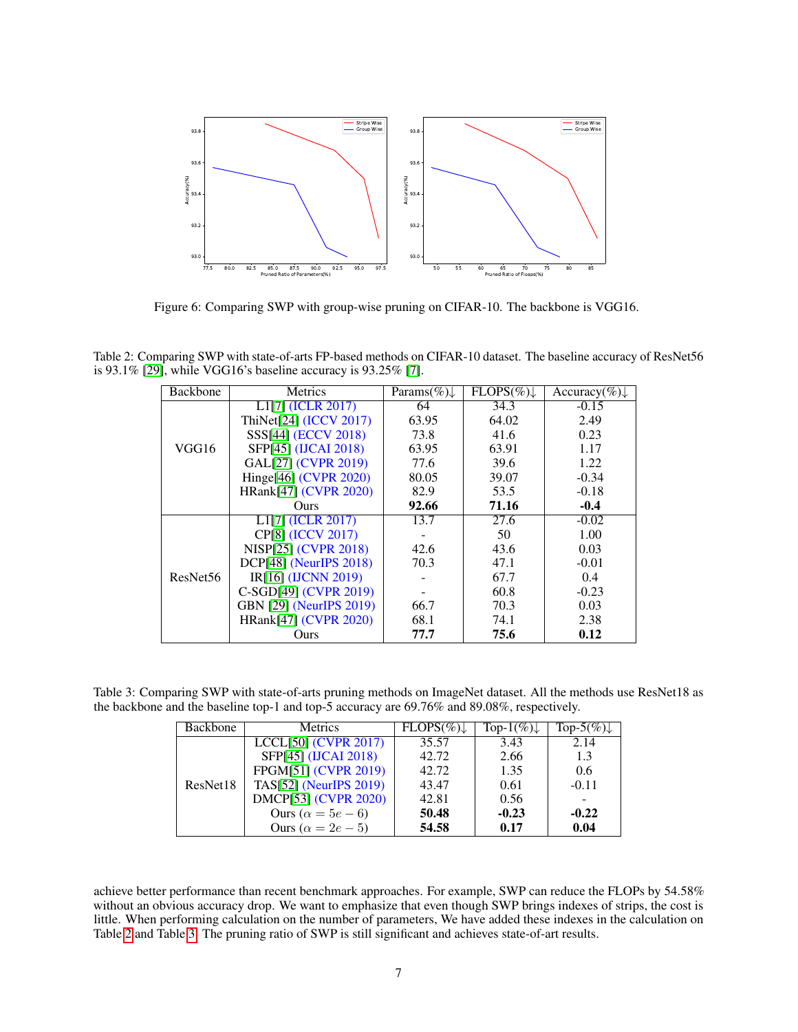Figure 6: Comparing SWP with group-wise pruning on CIFAR-10. The backbone is VGG16.

Table 2: Comparing SWP with state-of-arts FP-based methods on CIFAR-10 dataset. The baseline accuracy of ResNet56 is 93.1% [29], while VGG16's baseline accuracy is 93.25% [7].

| Backbone | Metrics | Params(%)↓ | FLOPS(%)↓ | Accuracy(%)↓ |
|---|---|---|---|---|
| VGG16 | L1[7] (ICLR 2017) | 64 | 34.3 | -0.15 |
| | ThiNet[24] (ICCV 2017) | 63.95 | 64.02 | 2.49 |
| | SSS[44] (ECCV 2018) | 73.8 | 41.6 | 0.23 |
| | SFP[45] (IJCAI 2018) | 63.95 | 63.91 | 1.17 |
| | GAL[27] (CVPR 2019) | 77.6 | 39.6 | 1.22 |
| | Hinge[46] (CVPR 2020) | 80.05 | 39.07 | -0.34 |
| | HRank[47] (CVPR 2020) | 82.9 | 53.5 | -0.18 |
| | Ours | **92.66** | **71.16** | **-0.4** |
| ResNet56 | L1[7] (ICLR 2017) | 13.7 | 27.6 | -0.02 |
| | CP[8] (ICCV 2017) | - | 50 | 1.00 |
| | NISP[25] (CVPR 2018) | 42.6 | 43.6 | 0.03 |
| | DCP[48] (NeurIPS 2018) | 70.3 | 47.1 | -0.01 |
| | IR[16] (IJCNN 2019) | - | 67.7 | 0.4 |
| | C-SGD[49] (CVPR 2019) | - | 60.8 | -0.23 |
| | GBN [29] (NeurIPS 2019) | 66.7 | 70.3 | 0.03 |
| | HRank[47] (CVPR 2020) | 68.1 | 74.1 | 2.38 |
| | Ours | **77.7** | **75.6** | **0.12** |

Table 3: Comparing SWP with state-of-arts pruning methods on ImageNet dataset. All the methods use ResNet18 as the backbone and the baseline top-1 and top-5 accuracy are 69.76% and 89.08%, respectively.

| Backbone | Metrics | FLOPS(%)↓ | Top-1(%)↓ | Top-5(%)↓ |
|---|---|---|---|---|
| ResNet18 | LCCL[50] (CVPR 2017) | 35.57 | 3.43 | 2.14 |
| | SFP[45] (IJCAI 2018) | 42.72 | 2.66 | 1.3 |
| | FPGM[51] (CVPR 2019) | 42.72 | 1.35 | 0.6 |
| | TAS[52] (NeurIPS 2019) | 43.47 | 0.61 | -0.11 |
| | DMCP[53] (CVPR 2020) | 42.81 | 0.56 | - |
| | Ours ($\alpha = 5e-6$) | **50.48** | **-0.23** | **-0.22** |
| | Ours ($\alpha = 2e-5$) | **54.58** | **0.17** | **0.04** |

achieve better performance than recent benchmark approaches. For example, SWP can reduce the FLOPs by 54.58% without an obvious accuracy drop. We want to emphasize that even though SWP brings indexes of strips, the cost is little. When performing calculation on the number of parameters, We have added these indexes in the calculation on Table 2 and Table 3. The pruning ratio of SWP is still significant and achieves state-of-art results.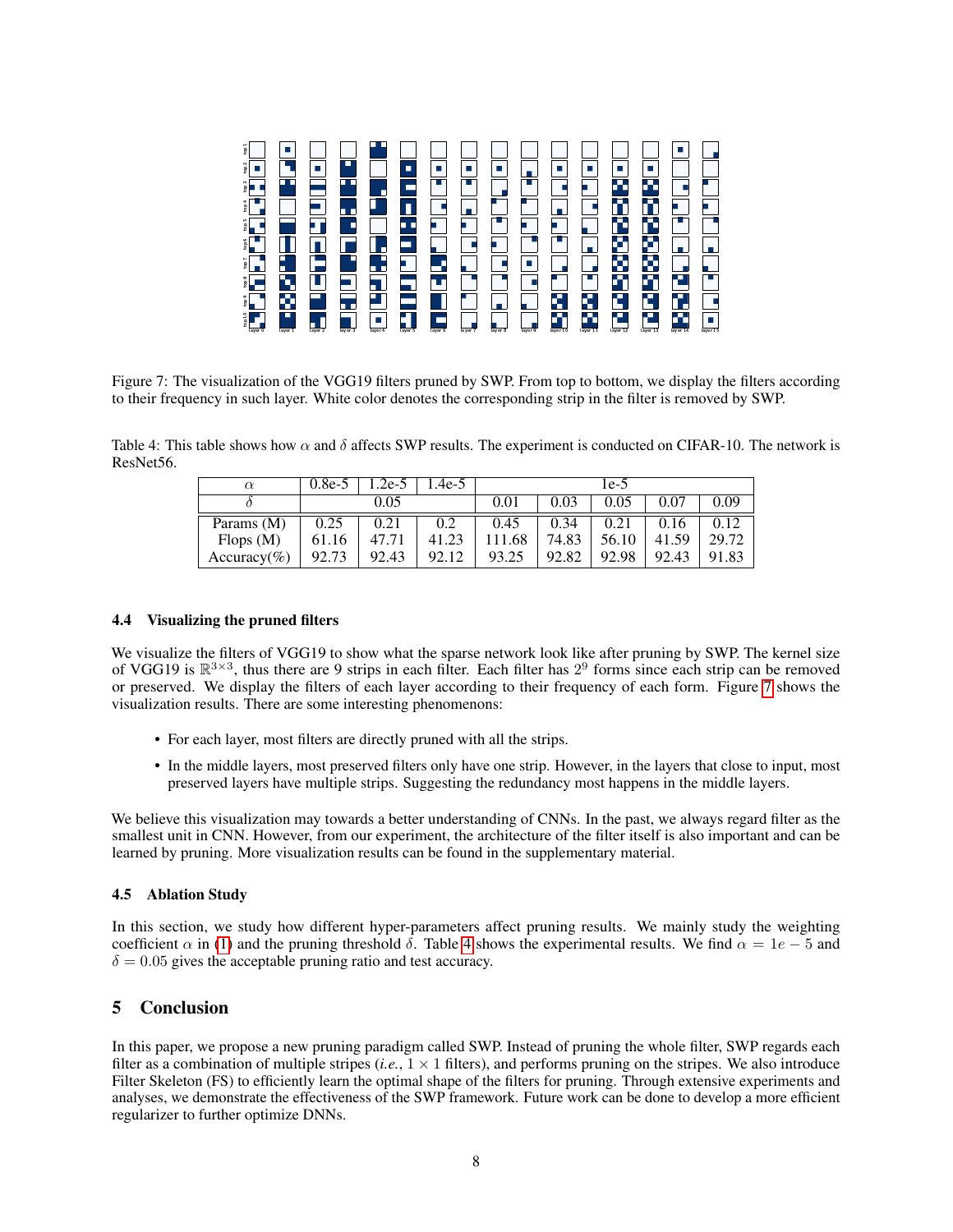Figure 7: The visualization of the VGG19 filters pruned by SWP. From top to bottom, we display the filters according to their frequency in such layer. White color denotes the corresponding strip in the filter is removed by SWP.

Table 4: This table shows how $\alpha$ and $\delta$ affects SWP results. The experiment is conducted on CIFAR-10. The network is ResNet56.

| $\alpha$ | 0.8e-5 | 1.2e-5 | 1.4e-5 | 1e-5 | | | | |
|---|---|---|---|---|---|---|---|---|
| $\delta$ | 0.05 | | | 0.01 | 0.03 | 0.05 | 0.07 | 0.09 |
| Params (M) | 0.25 | 0.21 | 0.2 | 0.45 | 0.34 | 0.21 | 0.16 | 0.12 |
| Flops (M) | 61.16 | 47.71 | 41.23 | 111.68 | 74.83 | 56.10 | 41.59 | 29.72 |
| Accuracy(%) | 92.73 | 92.43 | 92.12 | 93.25 | 92.82 | 92.98 | 92.43 | 91.83 |

### 4.4 Visualizing the pruned filters

We visualize the filters of VGG19 to show what the sparse network look like after pruning by SWP. The kernel size of VGG19 is $\mathbb{R}^{3\times3}$, thus there are 9 strips in each filter. Each filter has $2^9$ forms since each strip can be removed or preserved. We display the filters of each layer according to their frequency of each form. Figure 7 shows the visualization results. There are some interesting phenomenons:

- For each layer, most filters are directly pruned with all the strips.
- In the middle layers, most preserved filters only have one strip. However, in the layers that close to input, most preserved layers have multiple strips. Suggesting the redundancy most happens in the middle layers.

We believe this visualization may towards a better understanding of CNNs. In the past, we always regard filter as the smallest unit in CNN. However, from our experiment, the architecture of the filter itself is also important and can be learned by pruning. More visualization results can be found in the supplementary material.

### 4.5 Ablation Study

In this section, we study how different hyper-parameters affect pruning results. We mainly study the weighting coefficient $\alpha$ in (1) and the pruning threshold $\delta$. Table 4 shows the experimental results. We find $\alpha = 1e-5$ and $\delta = 0.05$ gives the acceptable pruning ratio and test accuracy.

## 5 Conclusion

In this paper, we propose a new pruning paradigm called SWP. Instead of pruning the whole filter, SWP regards each filter as a combination of multiple stripes (*i.e.*, $1\times1$ filters), and performs pruning on the stripes. We also introduce Filter Skeleton (FS) to efficiently learn the optimal shape of the filters for pruning. Through extensive experiments and analyses, we demonstrate the effectiveness of the SWP framework. Future work can be done to develop a more efficient regularizer to further optimize DNNs.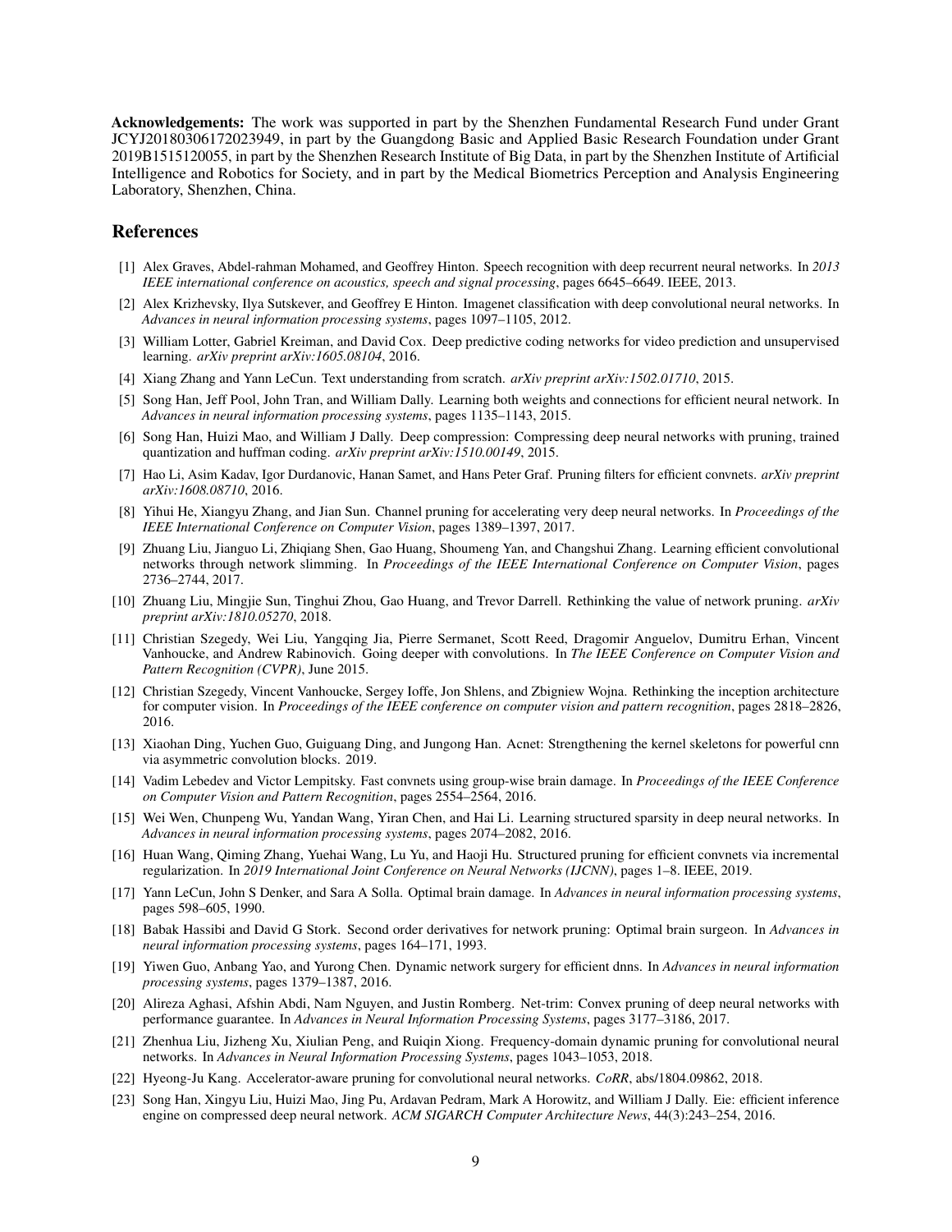**Acknowledgements:** The work was supported in part by the Shenzhen Fundamental Research Fund under Grant JCYJ20180306172023949, in part by the Guangdong Basic and Applied Basic Research Foundation under Grant 2019B1515120055, in part by the Shenzhen Research Institute of Big Data, in part by the Shenzhen Institute of Artificial Intelligence and Robotics for Society, and in part by the Medical Biometrics Perception and Analysis Engineering Laboratory, Shenzhen, China.

## References

[1] Alex Graves, Abdel-rahman Mohamed, and Geoffrey Hinton. Speech recognition with deep recurrent neural networks. In *2013 IEEE international conference on acoustics, speech and signal processing*, pages 6645–6649. IEEE, 2013.

[2] Alex Krizhevsky, Ilya Sutskever, and Geoffrey E Hinton. Imagenet classification with deep convolutional neural networks. In *Advances in neural information processing systems*, pages 1097–1105, 2012.

[3] William Lotter, Gabriel Kreiman, and David Cox. Deep predictive coding networks for video prediction and unsupervised learning. *arXiv preprint arXiv:1605.08104*, 2016.

[4] Xiang Zhang and Yann LeCun. Text understanding from scratch. *arXiv preprint arXiv:1502.01710*, 2015.

[5] Song Han, Jeff Pool, John Tran, and William Dally. Learning both weights and connections for efficient neural network. In *Advances in neural information processing systems*, pages 1135–1143, 2015.

[6] Song Han, Huizi Mao, and William J Dally. Deep compression: Compressing deep neural networks with pruning, trained quantization and huffman coding. *arXiv preprint arXiv:1510.00149*, 2015.

[7] Hao Li, Asim Kadav, Igor Durdanovic, Hanan Samet, and Hans Peter Graf. Pruning filters for efficient convnets. *arXiv preprint arXiv:1608.08710*, 2016.

[8] Yihui He, Xiangyu Zhang, and Jian Sun. Channel pruning for accelerating very deep neural networks. In *Proceedings of the IEEE International Conference on Computer Vision*, pages 1389–1397, 2017.

[9] Zhuang Liu, Jianguo Li, Zhiqiang Shen, Gao Huang, Shoumeng Yan, and Changshui Zhang. Learning efficient convolutional networks through network slimming. In *Proceedings of the IEEE International Conference on Computer Vision*, pages 2736–2744, 2017.

[10] Zhuang Liu, Mingjie Sun, Tinghui Zhou, Gao Huang, and Trevor Darrell. Rethinking the value of network pruning. *arXiv preprint arXiv:1810.05270*, 2018.

[11] Christian Szegedy, Wei Liu, Yangqing Jia, Pierre Sermanet, Scott Reed, Dragomir Anguelov, Dumitru Erhan, Vincent Vanhoucke, and Andrew Rabinovich. Going deeper with convolutions. In *The IEEE Conference on Computer Vision and Pattern Recognition (CVPR)*, June 2015.

[12] Christian Szegedy, Vincent Vanhoucke, Sergey Ioffe, Jon Shlens, and Zbigniew Wojna. Rethinking the inception architecture for computer vision. In *Proceedings of the IEEE conference on computer vision and pattern recognition*, pages 2818–2826, 2016.

[13] Xiaohan Ding, Yuchen Guo, Guiguang Ding, and Jungong Han. Acnet: Strengthening the kernel skeletons for powerful cnn via asymmetric convolution blocks. 2019.

[14] Vadim Lebedev and Victor Lempitsky. Fast convnets using group-wise brain damage. In *Proceedings of the IEEE Conference on Computer Vision and Pattern Recognition*, pages 2554–2564, 2016.

[15] Wei Wen, Chunpeng Wu, Yandan Wang, Yiran Chen, and Hai Li. Learning structured sparsity in deep neural networks. In *Advances in neural information processing systems*, pages 2074–2082, 2016.

[16] Huan Wang, Qiming Zhang, Yuehai Wang, Lu Yu, and Haoji Hu. Structured pruning for efficient convnets via incremental regularization. In *2019 International Joint Conference on Neural Networks (IJCNN)*, pages 1–8. IEEE, 2019.

[17] Yann LeCun, John S Denker, and Sara A Solla. Optimal brain damage. In *Advances in neural information processing systems*, pages 598–605, 1990.

[18] Babak Hassibi and David G Stork. Second order derivatives for network pruning: Optimal brain surgeon. In *Advances in neural information processing systems*, pages 164–171, 1993.

[19] Yiwen Guo, Anbang Yao, and Yurong Chen. Dynamic network surgery for efficient dnns. In *Advances in neural information processing systems*, pages 1379–1387, 2016.

[20] Alireza Aghasi, Afshin Abdi, Nam Nguyen, and Justin Romberg. Net-trim: Convex pruning of deep neural networks with performance guarantee. In *Advances in Neural Information Processing Systems*, pages 3177–3186, 2017.

[21] Zhenhua Liu, Jizheng Xu, Xiulian Peng, and Ruiqin Xiong. Frequency-domain dynamic pruning for convolutional neural networks. In *Advances in Neural Information Processing Systems*, pages 1043–1053, 2018.

[22] Hyeong-Ju Kang. Accelerator-aware pruning for convolutional neural networks. *CoRR*, abs/1804.09862, 2018.

[23] Song Han, Xingyu Liu, Huizi Mao, Jing Pu, Ardavan Pedram, Mark A Horowitz, and William J Dally. Eie: efficient inference engine on compressed deep neural network. *ACM SIGARCH Computer Architecture News*, 44(3):243–254, 2016.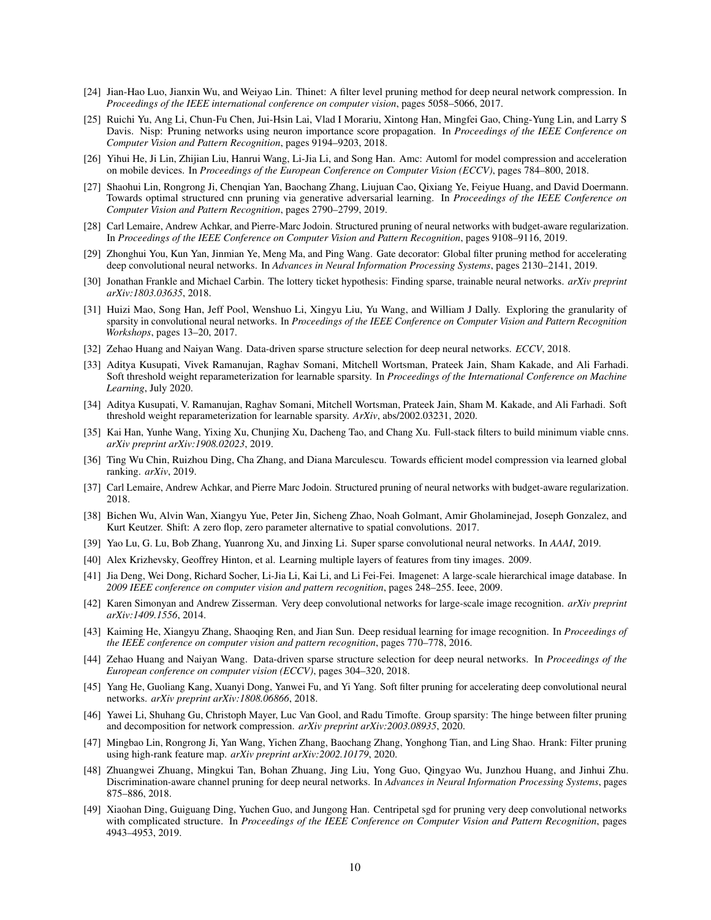[24] Jian-Hao Luo, Jianxin Wu, and Weiyao Lin. Thinet: A filter level pruning method for deep neural network compression. In *Proceedings of the IEEE international conference on computer vision*, pages 5058–5066, 2017.

[25] Ruichi Yu, Ang Li, Chun-Fu Chen, Jui-Hsin Lai, Vlad I Morariu, Xintong Han, Mingfei Gao, Ching-Yung Lin, and Larry S Davis. Nisp: Pruning networks using neuron importance score propagation. In *Proceedings of the IEEE Conference on Computer Vision and Pattern Recognition*, pages 9194–9203, 2018.

[26] Yihui He, Ji Lin, Zhijian Liu, Hanrui Wang, Li-Jia Li, and Song Han. Amc: Automl for model compression and acceleration on mobile devices. In *Proceedings of the European Conference on Computer Vision (ECCV)*, pages 784–800, 2018.

[27] Shaohui Lin, Rongrong Ji, Chenqian Yan, Baochang Zhang, Liujuan Cao, Qixiang Ye, Feiyue Huang, and David Doermann. Towards optimal structured cnn pruning via generative adversarial learning. In *Proceedings of the IEEE Conference on Computer Vision and Pattern Recognition*, pages 2790–2799, 2019.

[28] Carl Lemaire, Andrew Achkar, and Pierre-Marc Jodoin. Structured pruning of neural networks with budget-aware regularization. In *Proceedings of the IEEE Conference on Computer Vision and Pattern Recognition*, pages 9108–9116, 2019.

[29] Zhonghui You, Kun Yan, Jinmian Ye, Meng Ma, and Ping Wang. Gate decorator: Global filter pruning method for accelerating deep convolutional neural networks. In *Advances in Neural Information Processing Systems*, pages 2130–2141, 2019.

[30] Jonathan Frankle and Michael Carbin. The lottery ticket hypothesis: Finding sparse, trainable neural networks. *arXiv preprint arXiv:1803.03635*, 2018.

[31] Huizi Mao, Song Han, Jeff Pool, Wenshuo Li, Xingyu Liu, Yu Wang, and William J Dally. Exploring the granularity of sparsity in convolutional neural networks. In *Proceedings of the IEEE Conference on Computer Vision and Pattern Recognition Workshops*, pages 13–20, 2017.

[32] Zehao Huang and Naiyan Wang. Data-driven sparse structure selection for deep neural networks. *ECCV*, 2018.

[33] Aditya Kusupati, Vivek Ramanujan, Raghav Somani, Mitchell Wortsman, Prateek Jain, Sham Kakade, and Ali Farhadi. Soft threshold weight reparameterization for learnable sparsity. In *Proceedings of the International Conference on Machine Learning*, July 2020.

[34] Aditya Kusupati, V. Ramanujan, Raghav Somani, Mitchell Wortsman, Prateek Jain, Sham M. Kakade, and Ali Farhadi. Soft threshold weight reparameterization for learnable sparsity. *ArXiv*, abs/2002.03231, 2020.

[35] Kai Han, Yunhe Wang, Yixing Xu, Chunjing Xu, Dacheng Tao, and Chang Xu. Full-stack filters to build minimum viable cnns. *arXiv preprint arXiv:1908.02023*, 2019.

[36] Ting Wu Chin, Ruizhou Ding, Cha Zhang, and Diana Marculescu. Towards efficient model compression via learned global ranking. *arXiv*, 2019.

[37] Carl Lemaire, Andrew Achkar, and Pierre Marc Jodoin. Structured pruning of neural networks with budget-aware regularization. 2018.

[38] Bichen Wu, Alvin Wan, Xiangyu Yue, Peter Jin, Sicheng Zhao, Noah Golmant, Amir Gholaminejad, Joseph Gonzalez, and Kurt Keutzer. Shift: A zero flop, zero parameter alternative to spatial convolutions. 2017.

[39] Yao Lu, G. Lu, Bob Zhang, Yuanrong Xu, and Jinxing Li. Super sparse convolutional neural networks. In *AAAI*, 2019.

[40] Alex Krizhevsky, Geoffrey Hinton, et al. Learning multiple layers of features from tiny images. 2009.

[41] Jia Deng, Wei Dong, Richard Socher, Li-Jia Li, Kai Li, and Li Fei-Fei. Imagenet: A large-scale hierarchical image database. In *2009 IEEE conference on computer vision and pattern recognition*, pages 248–255. Ieee, 2009.

[42] Karen Simonyan and Andrew Zisserman. Very deep convolutional networks for large-scale image recognition. *arXiv preprint arXiv:1409.1556*, 2014.

[43] Kaiming He, Xiangyu Zhang, Shaoqing Ren, and Jian Sun. Deep residual learning for image recognition. In *Proceedings of the IEEE conference on computer vision and pattern recognition*, pages 770–778, 2016.

[44] Zehao Huang and Naiyan Wang. Data-driven sparse structure selection for deep neural networks. In *Proceedings of the European conference on computer vision (ECCV)*, pages 304–320, 2018.

[45] Yang He, Guoliang Kang, Xuanyi Dong, Yanwei Fu, and Yi Yang. Soft filter pruning for accelerating deep convolutional neural networks. *arXiv preprint arXiv:1808.06866*, 2018.

[46] Yawei Li, Shuhang Gu, Christoph Mayer, Luc Van Gool, and Radu Timofte. Group sparsity: The hinge between filter pruning and decomposition for network compression. *arXiv preprint arXiv:2003.08935*, 2020.

[47] Mingbao Lin, Rongrong Ji, Yan Wang, Yichen Zhang, Baochang Zhang, Yonghong Tian, and Ling Shao. Hrank: Filter pruning using high-rank feature map. *arXiv preprint arXiv:2002.10179*, 2020.

[48] Zhuangwei Zhuang, Mingkui Tan, Bohan Zhuang, Jing Liu, Yong Guo, Qingyao Wu, Junzhou Huang, and Jinhui Zhu. Discrimination-aware channel pruning for deep neural networks. In *Advances in Neural Information Processing Systems*, pages 875–886, 2018.

[49] Xiaohan Ding, Guiguang Ding, Yuchen Guo, and Jungong Han. Centripetal sgd for pruning very deep convolutional networks with complicated structure. In *Proceedings of the IEEE Conference on Computer Vision and Pattern Recognition*, pages 4943–4953, 2019.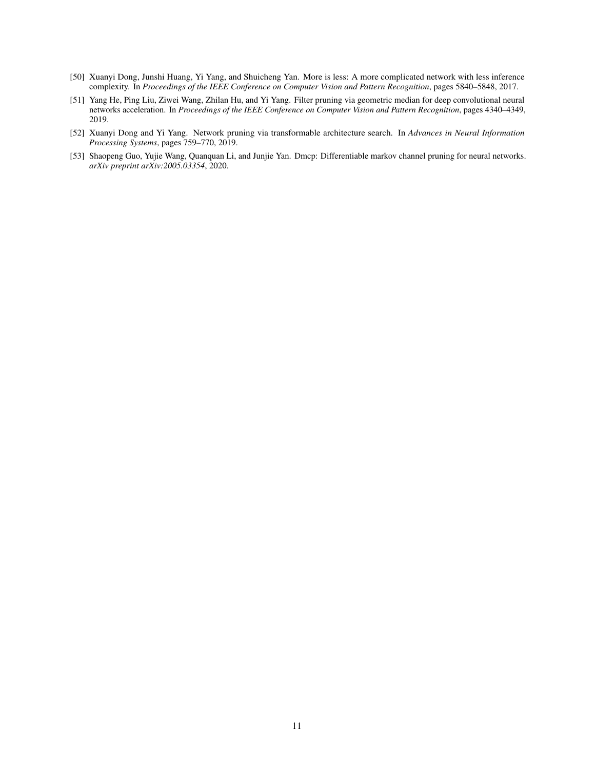[50] Xuanyi Dong, Junshi Huang, Yi Yang, and Shuicheng Yan. More is less: A more complicated network with less inference complexity. In *Proceedings of the IEEE Conference on Computer Vision and Pattern Recognition*, pages 5840–5848, 2017.

[51] Yang He, Ping Liu, Ziwei Wang, Zhilan Hu, and Yi Yang. Filter pruning via geometric median for deep convolutional neural networks acceleration. In *Proceedings of the IEEE Conference on Computer Vision and Pattern Recognition*, pages 4340–4349, 2019.

[52] Xuanyi Dong and Yi Yang. Network pruning via transformable architecture search. In *Advances in Neural Information Processing Systems*, pages 759–770, 2019.

[53] Shaopeng Guo, Yujie Wang, Quanquan Li, and Junjie Yan. Dmcp: Differentiable markov channel pruning for neural networks. *arXiv preprint arXiv:2005.03354*, 2020.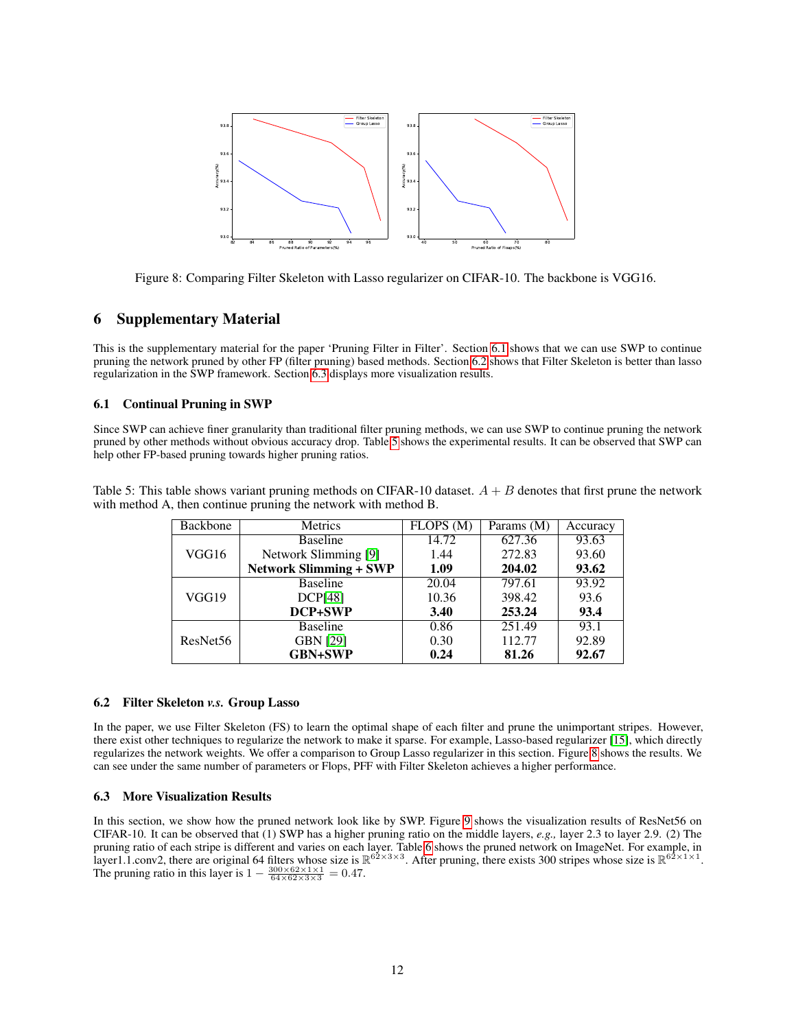Figure 8: Comparing Filter Skeleton with Lasso regularizer on CIFAR-10. The backbone is VGG16.

# 6 Supplementary Material

This is the supplementary material for the paper 'Pruning Filter in Filter'. Section 6.1 shows that we can use SWP to continue pruning the network pruned by other FP (filter pruning) based methods. Section 6.2 shows that Filter Skeleton is better than lasso regularization in the SWP framework. Section 6.3 displays more visualization results.

## 6.1 Continual Pruning in SWP

Since SWP can achieve finer granularity than traditional filter pruning methods, we can use SWP to continue pruning the network pruned by other methods without obvious accuracy drop. Table 5 shows the experimental results. It can be observed that SWP can help other FP-based pruning towards higher pruning ratios.

Table 5: This table shows variant pruning methods on CIFAR-10 dataset. $A + B$ denotes that first prune the network with method A, then continue pruning the network with method B.

| Backbone | Metrics | FLOPS (M) | Params (M) | Accuracy |
|---|---|---|---|---|
| VGG16 | Baseline | 14.72 | 627.36 | 93.63 |
| | Network Slimming [9] | 1.44 | 272.83 | 93.60 |
| | **Network Slimming + SWP** | **1.09** | **204.02** | **93.62** |
| VGG19 | Baseline | 20.04 | 797.61 | 93.92 |
| | DCP[48] | 10.36 | 398.42 | 93.6 |
| | **DCP+SWP** | **3.40** | **253.24** | **93.4** |
| ResNet56 | Baseline | 0.86 | 251.49 | 93.1 |
| | GBN [29] | 0.30 | 112.77 | 92.89 |
| | **GBN+SWP** | **0.24** | **81.26** | **92.67** |

## 6.2 Filter Skeleton *v.s.* Group Lasso

In the paper, we use Filter Skeleton (FS) to learn the optimal shape of each filter and prune the unimportant stripes. However, there exist other techniques to regularize the network to make it sparse. For example, Lasso-based regularizer [15], which directly regularizes the network weights. We offer a comparison to Group Lasso regularizer in this section. Figure 8 shows the results. We can see under the same number of parameters or Flops, PFF with Filter Skeleton achieves a higher performance.

## 6.3 More Visualization Results

In this section, we show how the pruned network look like by SWP. Figure 9 shows the visualization results of ResNet56 on CIFAR-10. It can be observed that (1) SWP has a higher pruning ratio on the middle layers, *e.g.,* layer 2.3 to layer 2.9. (2) The pruning ratio of each stripe is different and varies on each layer. Table 6 shows the pruned network on ImageNet. For example, in layer1.1.conv2, there are original 64 filters whose size is $\mathbb{R}^{62\times3\times3}$. After pruning, there exists 300 stripes whose size is $\mathbb{R}^{62\times1\times1}$. The pruning ratio in this layer is $1 - \frac{300\times62\times1\times1}{64\times62\times3\times3} = 0.47$.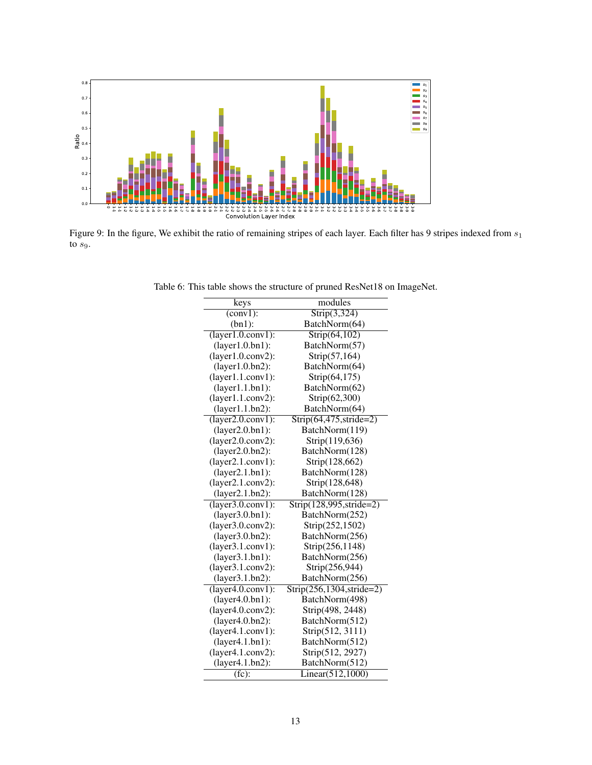Ratio

0.0
0.1
0.2
0.3
0.4
0.5
0.6
0.7
0.8

$s_1$
$s_2$
$s_3$
$s_4$
$s_5$
$s_6$
$s_7$
$s_8$
$s_9$

Convolution Layer Index

Figure 9: In the figure, We exhibit the ratio of remaining stripes of each layer. Each filter has 9 stripes indexed from $s_1$ to $s_9$.

Table 6: This table shows the structure of pruned ResNet18 on ImageNet.

| keys | modules |
|---|---|
| (conv1): | Strip(3,324) |
| (bn1): | BatchNorm(64) |
| (layer1.0.conv1): | Strip(64,102) |
| (layer1.0.bn1): | BatchNorm(57) |
| (layer1.0.conv2): | Strip(57,164) |
| (layer1.0.bn2): | BatchNorm(64) |
| (layer1.1.conv1): | Strip(64,175) |
| (layer1.1.bn1): | BatchNorm(62) |
| (layer1.1.conv2): | Strip(62,300) |
| (layer1.1.bn2): | BatchNorm(64) |
| (layer2.0.conv1): | Strip(64,475,stride=2) |
| (layer2.0.bn1): | BatchNorm(119) |
| (layer2.0.conv2): | Strip(119,636) |
| (layer2.0.bn2): | BatchNorm(128) |
| (layer2.1.conv1): | Strip(128,662) |
| (layer2.1.bn1): | BatchNorm(128) |
| (layer2.1.conv2): | Strip(128,648) |
| (layer2.1.bn2): | BatchNorm(128) |
| (layer3.0.conv1): | Strip(128,995,stride=2) |
| (layer3.0.bn1): | BatchNorm(252) |
| (layer3.0.conv2): | Strip(252,1502) |
| (layer3.0.bn2): | BatchNorm(256) |
| (layer3.1.conv1): | Strip(256,1148) |
| (layer3.1.bn1): | BatchNorm(256) |
| (layer3.1.conv2): | Strip(256,944) |
| (layer3.1.bn2): | BatchNorm(256) |
| (layer4.0.conv1): | Strip(256,1304,stride=2) |
| (layer4.0.bn1): | BatchNorm(498) |
| (layer4.0.conv2): | Strip(498, 2448) |
| (layer4.0.bn2): | BatchNorm(512) |
| (layer4.1.conv1): | Strip(512, 3111) |
| (layer4.1.bn1): | BatchNorm(512) |
| (layer4.1.conv2): | Strip(512, 2927) |
| (layer4.1.bn2): | BatchNorm(512) |
| (fc): | Linear(512,1000) |